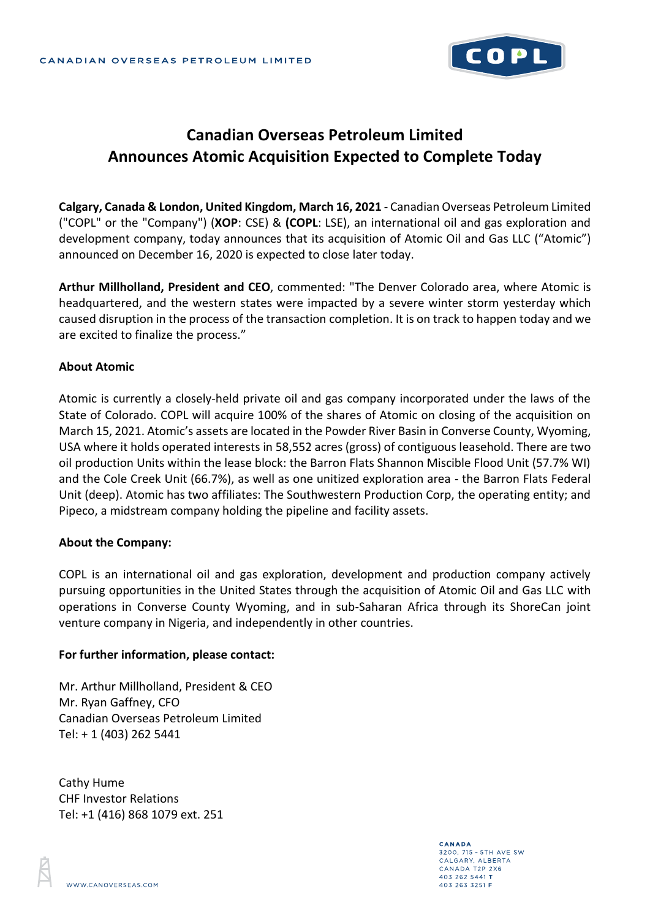CANADIAN OVERSEAS PETROLEUM LIMITED

# Canadian Overseas Petroleum Limited Announces Atomic Acquisition Expected to Complete Today

**Calgary, Canada & London, United Kingdom, March 16, 2021** - Canadian Overseas Petroleum Limited ("COPL" or the "Company") (**XOP**: CSE) & (**COPL**: LSE), an international oil and gas exploration and development company, today announces that its acquisition of Atomic Oil and Gas LLC ("Atomic") announced on December 16, 2020 is expected to close later today.

**Arthur Millholland, President and CEO**, commented: "The Denver Colorado area, where Atomic is headquartered, and the western states were impacted by a severe winter storm yesterday which caused disruption in the process of the transaction completion. It is on track to happen today and we are excited to finalize the process."

**About Atomic**

Atomic is currently a closely-held private oil and gas company incorporated under the laws of the State of Colorado. COPL will acquire 100% of the shares of Atomic on closing of the acquisition on March 15, 2021. Atomic's assets are located in the Powder River Basin in Converse County, Wyoming, USA where it holds operated interests in 58,552 acres (gross) of contiguous leasehold. There are two oil production Units within the lease block: the Barron Flats Shannon Miscible Flood Unit (57.7% WI) and the Cole Creek Unit (66.7%), as well as one unitized exploration area - the Barron Flats Federal Unit (deep). Atomic has two affiliates: The Southwestern Production Corp, the operating entity; and Pipeco, a midstream company holding the pipeline and facility assets.

**About the Company:**

COPL is an international oil and gas exploration, development and production company actively pursuing opportunities in the United States through the acquisition of Atomic Oil and Gas LLC with operations in Converse County Wyoming, and in sub-Saharan Africa through its ShoreCan joint venture company in Nigeria, and independently in other countries.

**For further information, please contact:**

Mr. Arthur Millholland, President & CEO
Mr. Ryan Gaffney, CFO
Canadian Overseas Petroleum Limited
Tel: + 1 (403) 262 5441

Cathy Hume
CHF Investor Relations
Tel: +1 (416) 868 1079 ext. 251

WWW.CANOVERSEAS.COM

CANADA
3200, 715 - 5TH AVE SW
CALGARY, ALBERTA
CANADA T2P 2X6
403 262 5441 **T**
403 263 3251 **F**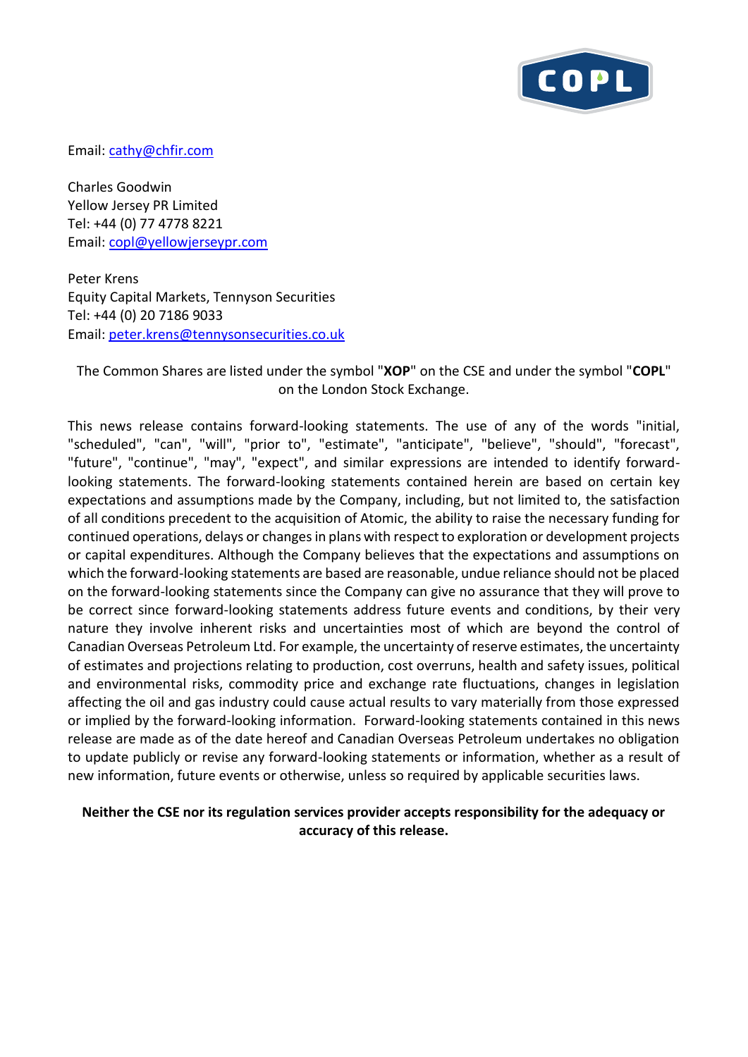Email: cathy@chfir.com

Charles Goodwin
Yellow Jersey PR Limited
Tel: +44 (0) 77 4778 8221
Email: copl@yellowjerseypr.com

Peter Krens
Equity Capital Markets, Tennyson Securities
Tel: +44 (0) 20 7186 9033
Email: peter.krens@tennysonsecurities.co.uk

The Common Shares are listed under the symbol "**XOP**" on the CSE and under the symbol "**COPL**" on the London Stock Exchange.

This news release contains forward-looking statements. The use of any of the words "initial, "scheduled", "can", "will", "prior to", "estimate", "anticipate", "believe", "should", "forecast", "future", "continue", "may", "expect", and similar expressions are intended to identify forward-looking statements. The forward-looking statements contained herein are based on certain key expectations and assumptions made by the Company, including, but not limited to, the satisfaction of all conditions precedent to the acquisition of Atomic, the ability to raise the necessary funding for continued operations, delays or changes in plans with respect to exploration or development projects or capital expenditures. Although the Company believes that the expectations and assumptions on which the forward-looking statements are based are reasonable, undue reliance should not be placed on the forward-looking statements since the Company can give no assurance that they will prove to be correct since forward-looking statements address future events and conditions, by their very nature they involve inherent risks and uncertainties most of which are beyond the control of Canadian Overseas Petroleum Ltd. For example, the uncertainty of reserve estimates, the uncertainty of estimates and projections relating to production, cost overruns, health and safety issues, political and environmental risks, commodity price and exchange rate fluctuations, changes in legislation affecting the oil and gas industry could cause actual results to vary materially from those expressed or implied by the forward-looking information. Forward-looking statements contained in this news release are made as of the date hereof and Canadian Overseas Petroleum undertakes no obligation to update publicly or revise any forward-looking statements or information, whether as a result of new information, future events or otherwise, unless so required by applicable securities laws.

**Neither the CSE nor its regulation services provider accepts responsibility for the adequacy or accuracy of this release.**